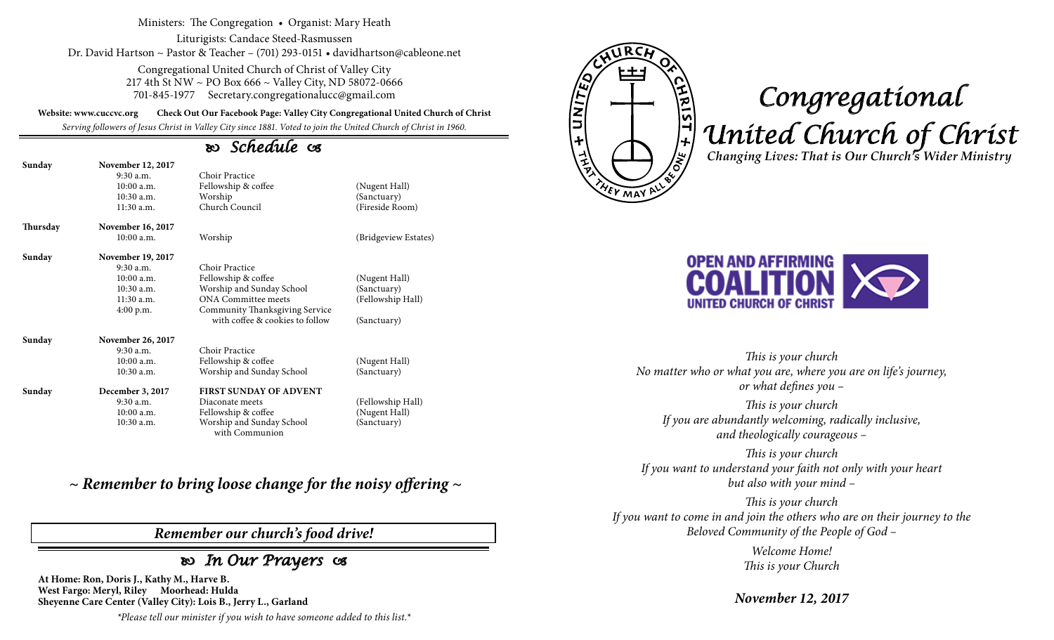Ministers: The Congregation • Organist: Mary Heath

Liturigists: Candace Steed-Rasmussen

Dr. David Hartson ~ Pastor & Teacher – (701) 293-0151 • davidhartson@cableone.net

Congregational United Church of Christ of Valley City
217 4th St NW ~ PO Box 666 ~ Valley City, ND 58072-0666
701-845-1977 Secretary.congregationalucc@gmail.com

**Website: www.cuccvc.org** **Check Out Our Facebook Page: Valley City Congregational United Church of Christ**

*Serving followers of Jesus Christ in Valley City since 1881. Voted to join the United Church of Christ in 1960.*

## Schedule

| | | | |
|---|---|---|---|
| **Sunday** | **November 12, 2017** | | |
| | 9:30 a.m. | Choir Practice | |
| | 10:00 a.m. | Fellowship & coffee | (Nugent Hall) |
| | 10:30 a.m. | Worship | (Sanctuary) |
| | 11:30 a.m. | Church Council | (Fireside Room) |
| **Thursday** | **November 16, 2017** | | |
| | 10:00 a.m. | Worship | (Bridgeview Estates) |
| **Sunday** | **November 19, 2017** | | |
| | 9:30 a.m. | Choir Practice | |
| | 10:00 a.m. | Fellowship & coffee | (Nugent Hall) |
| | 10:30 a.m. | Worship and Sunday School | (Sanctuary) |
| | 11:30 a.m. | ONA Committee meets | (Fellowship Hall) |
| | 4:00 p.m. | Community Thanksgiving Service with coffee & cookies to follow | (Sanctuary) |
| **Sunday** | **November 26, 2017** | | |
| | 9:30 a.m. | Choir Practice | |
| | 10:00 a.m. | Fellowship & coffee | (Nugent Hall) |
| | 10:30 a.m. | Worship and Sunday School | (Sanctuary) |
| **Sunday** | **December 3, 2017** | **FIRST SUNDAY OF ADVENT** | |
| | 9:30 a.m. | Diaconate meets | (Fellowship Hall) |
| | 10:00 a.m. | Fellowship & coffee | (Nugent Hall) |
| | 10:30 a.m. | Worship and Sunday School with Communion | (Sanctuary) |

***~ Remember to bring loose change for the noisy offering ~***

***Remember our church's food drive!***

## In Our Prayers

**At Home: Ron, Doris J., Kathy M., Harve B.**
**West Fargo: Meryl, Riley Moorhead: Hulda**
**Sheyenne Care Center (Valley City): Lois B., Jerry L., Garland**

*\*Please tell our minister if you wish to have someone added to this list.\**

# Congregational United Church of Christ

***Changing Lives: That is Our Church's Wider Ministry***

**OPEN AND AFFIRMING COALITION UNITED CHURCH OF CHRIST**

*This is your church*
*No matter who or what you are, where you are on life's journey, or what defines you –*

*This is your church*
*If you are abundantly welcoming, radically inclusive, and theologically courageous –*

*This is your church*
*If you want to understand your faith not only with your heart but also with your mind –*

*This is your church*
*If you want to come in and join the others who are on their journey to the Beloved Community of the People of God –*

*Welcome Home!*
*This is your Church*

***November 12, 2017***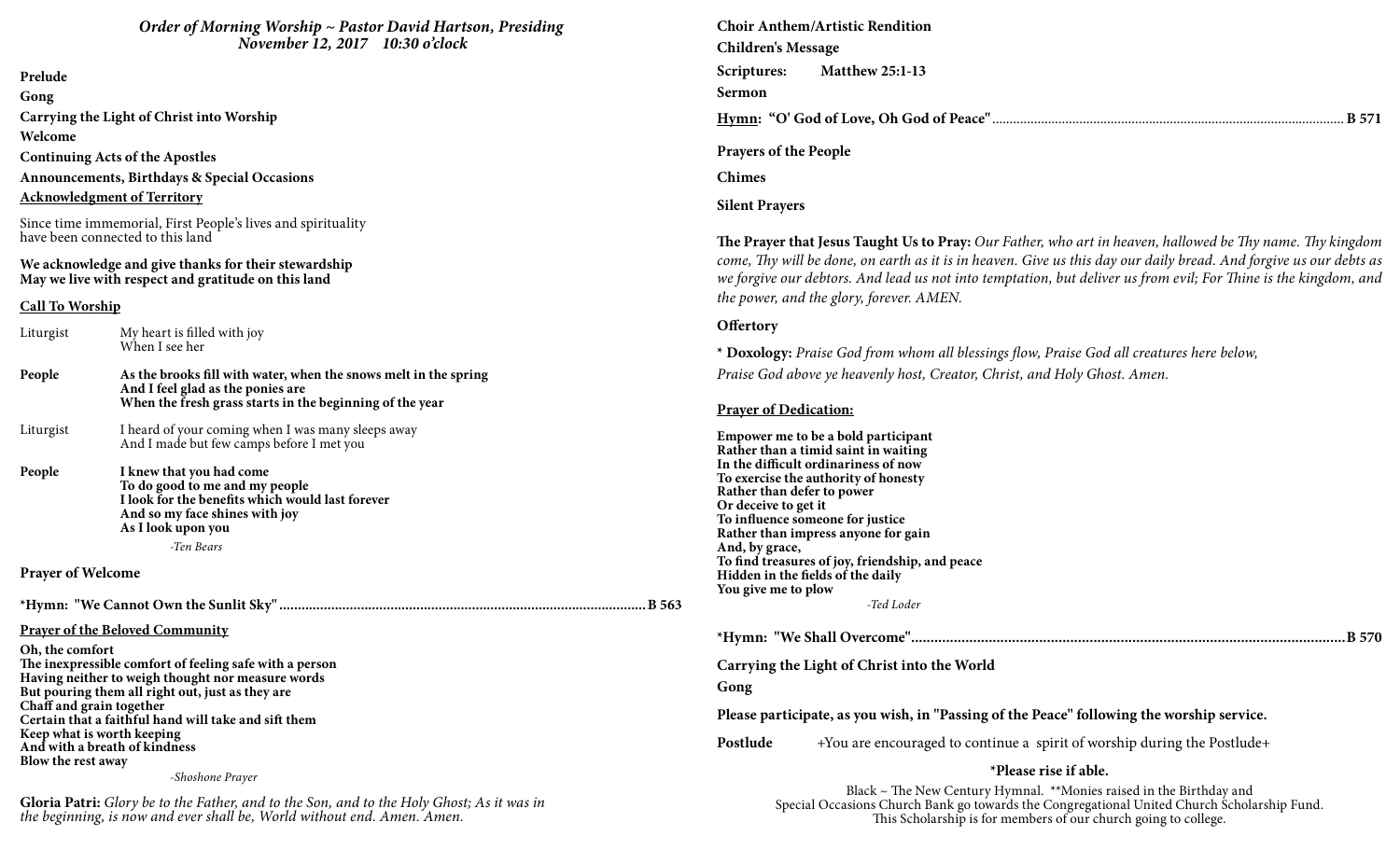### *Order of Morning Worship ~ Pastor David Hartson, Presiding*
### *November 12, 2017 10:30 o'clock*

**Prelude**

**Gong**

**Carrying the Light of Christ into Worship**

**Welcome**

**Continuing Acts of the Apostles**

**Announcements, Birthdays & Special Occasions**

**Acknowledgment of Territory**

Since time immemorial, First People's lives and spirituality
have been connected to this land

**We acknowledge and give thanks for their stewardship**
**May we live with respect and gratitude on this land**

**Call To Worship**

Liturgist — My heart is filled with joy
When I see her

**People** — **As the brooks fill with water, when the snows melt in the spring**
**And I feel glad as the ponies are**
**When the fresh grass starts in the beginning of the year**

Liturgist — I heard of your coming when I was many sleeps away
And I made but few camps before I met you

**People** — **I knew that you had come**
**To do good to me and my people**
**I look for the benefits which would last forever**
**And so my face shines with joy**
**As I look upon you**

*-Ten Bears*

**Prayer of Welcome**

**\*Hymn: "We Cannot Own the Sunlit Sky" ..... B 563**

**Prayer of the Beloved Community**

**Oh, the comfort**
**The inexpressible comfort of feeling safe with a person**
**Having neither to weigh thought nor measure words**
**But pouring them all right out, just as they are**
**Chaff and grain together**
**Certain that a faithful hand will take and sift them**
**Keep what is worth keeping**
**And with a breath of kindness**
**Blow the rest away**

*-Shoshone Prayer*

**Gloria Patri:** *Glory be to the Father, and to the Son, and to the Holy Ghost; As it was in the beginning, is now and ever shall be, World without end. Amen. Amen.*

**Choir Anthem/Artistic Rendition**

**Children's Message**

**Scriptures: Matthew 25:1-13**

**Sermon**

**Hymn: "O' God of Love, Oh God of Peace" ..... B 571**

**Prayers of the People**

**Chimes**

**Silent Prayers**

**The Prayer that Jesus Taught Us to Pray:** *Our Father, who art in heaven, hallowed be Thy name. Thy kingdom come, Thy will be done, on earth as it is in heaven. Give us this day our daily bread. And forgive us our debts as we forgive our debtors. And lead us not into temptation, but deliver us from evil; For Thine is the kingdom, and the power, and the glory, forever. AMEN.*

**Offertory**

\* **Doxology:** *Praise God from whom all blessings flow, Praise God all creatures here below, Praise God above ye heavenly host, Creator, Christ, and Holy Ghost. Amen.*

**Prayer of Dedication:**

**Empower me to be a bold participant**
**Rather than a timid saint in waiting**
**In the difficult ordinariness of now**
**To exercise the authority of honesty**
**Rather than defer to power**
**Or deceive to get it**
**To influence someone for justice**
**Rather than impress anyone for gain**
**And, by grace,**
**To find treasures of joy, friendship, and peace**
**Hidden in the fields of the daily**
**You give me to plow**

*-Ted Loder*

**\*Hymn: "We Shall Overcome" ..... B 570**

**Carrying the Light of Christ into the World**

**Gong**

**Please participate, as you wish, in "Passing of the Peace" following the worship service.**

**Postlude** +You are encouraged to continue a spirit of worship during the Postlude+

**\*Please rise if able.**

Black ~ The New Century Hymnal. \*\*Monies raised in the Birthday and Special Occasions Church Bank go towards the Congregational United Church Scholarship Fund. This Scholarship is for members of our church going to college.